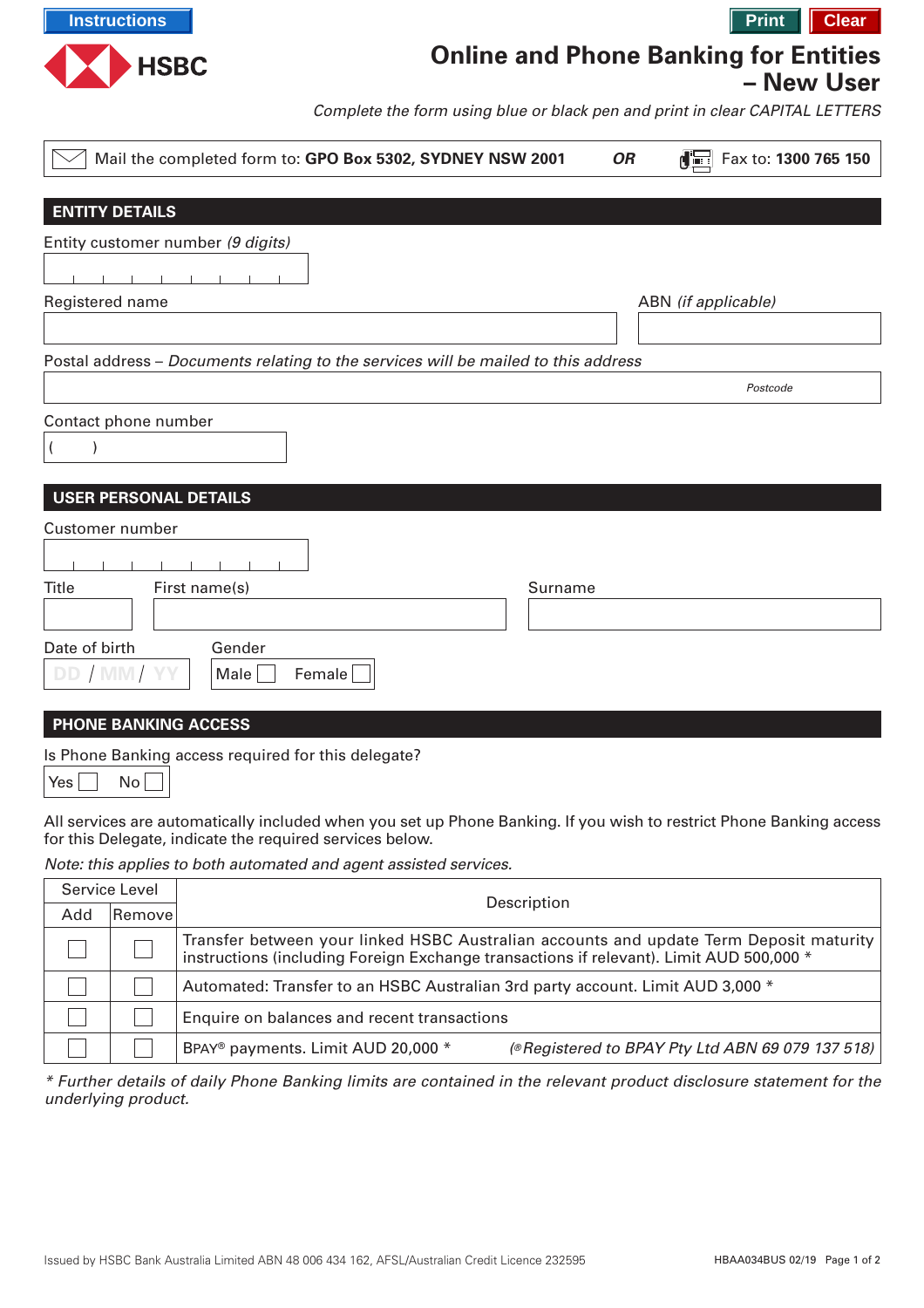Instructions

Print Clear

HSBC

# Online and Phone Banking for Entities – New User

*Complete the form using blue or black pen and print in clear CAPITAL LETTERS*

Mail the completed form to: **GPO Box 5302, SYDNEY NSW 2001** ***OR*** Fax to: **1300 765 150**

## ENTITY DETAILS

Entity customer number *(9 digits)*

Registered name

ABN *(if applicable)*

Postal address – *Documents relating to the services will be mailed to this address*

*Postcode*

Contact phone number

( )

## USER PERSONAL DETAILS

Customer number

Title

First name(s)

Surname

Date of birth

DD / MM / YY

Gender

Male ☐ Female ☐

## PHONE BANKING ACCESS

Is Phone Banking access required for this delegate?

Yes ☐ No ☐

All services are automatically included when you set up Phone Banking. If you wish to restrict Phone Banking access for this Delegate, indicate the required services below.

*Note: this applies to both automated and agent assisted services.*

| Service Level | | Description |
|---|---|---|
| Add | Remove | |
| ☐ | ☐ | Transfer between your linked HSBC Australian accounts and update Term Deposit maturity instructions (including Foreign Exchange transactions if relevant). Limit AUD 500,000 * |
| ☐ | ☐ | Automated: Transfer to an HSBC Australian 3rd party account. Limit AUD 3,000 * |
| ☐ | ☐ | Enquire on balances and recent transactions |
| ☐ | ☐ | BPAY® payments. Limit AUD 20,000 * *(® Registered to BPAY Pty Ltd ABN 69 079 137 518)* |

*\* Further details of daily Phone Banking limits are contained in the relevant product disclosure statement for the underlying product.*

Issued by HSBC Bank Australia Limited ABN 48 006 434 162, AFSL/Australian Credit Licence 232595

HBAA034BUS 02/19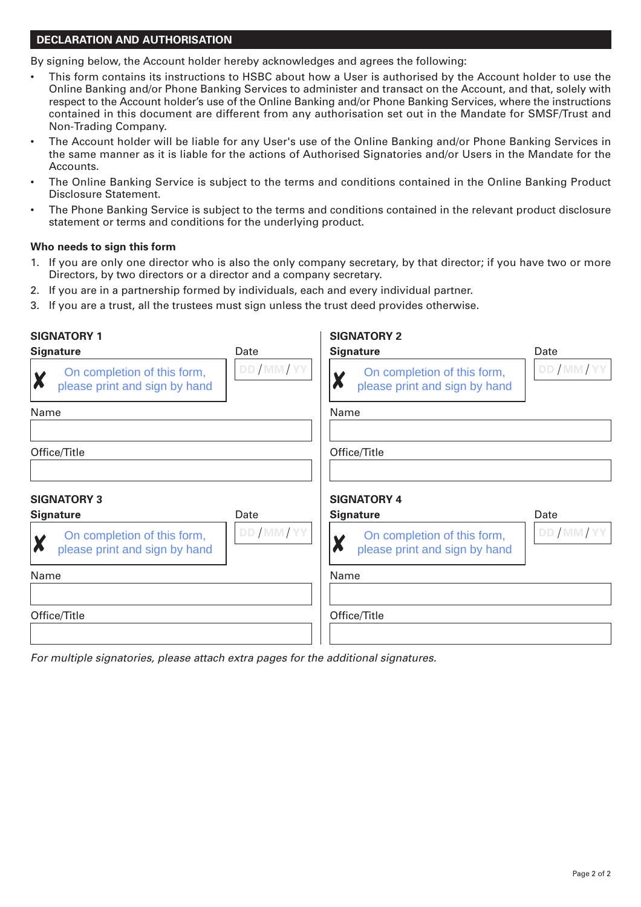## DECLARATION AND AUTHORISATION

By signing below, the Account holder hereby acknowledges and agrees the following:

- This form contains its instructions to HSBC about how a User is authorised by the Account holder to use the Online Banking and/or Phone Banking Services to administer and transact on the Account, and that, solely with respect to the Account holder's use of the Online Banking and/or Phone Banking Services, where the instructions contained in this document are different from any authorisation set out in the Mandate for SMSF/Trust and Non-Trading Company.
- The Account holder will be liable for any User's use of the Online Banking and/or Phone Banking Services in the same manner as it is liable for the actions of Authorised Signatories and/or Users in the Mandate for the Accounts.
- The Online Banking Service is subject to the terms and conditions contained in the Online Banking Product Disclosure Statement.
- The Phone Banking Service is subject to the terms and conditions contained in the relevant product disclosure statement or terms and conditions for the underlying product.

**Who needs to sign this form**

1. If you are only one director who is also the only company secretary, by that director; if you have two or more Directors, by two directors or a director and a company secretary.
2. If you are in a partnership formed by individuals, each and every individual partner.
3. If you are a trust, all the trustees must sign unless the trust deed provides otherwise.

**SIGNATORY 1**

**Signature**

✗ On completion of this form, please print and sign by hand

Date DD / MM / YY

Name

Office/Title

**SIGNATORY 2**

**Signature**

✗ On completion of this form, please print and sign by hand

Date DD / MM / YY

Name

Office/Title

**SIGNATORY 3**

**Signature**

✗ On completion of this form, please print and sign by hand

Date DD / MM / YY

Name

Office/Title

**SIGNATORY 4**

**Signature**

✗ On completion of this form, please print and sign by hand

Date DD / MM / YY

Name

Office/Title

*For multiple signatories, please attach extra pages for the additional signatures.*